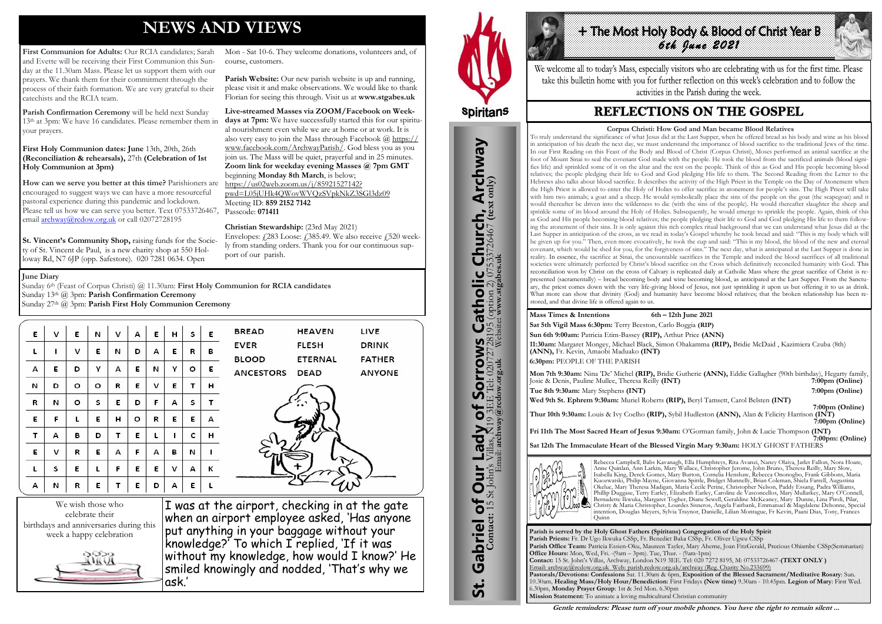# NEWS AND VIEWS

**First Communion for Adults:** Our RCIA candidates; Sarah and Evette will be receiving their First Communion this Sunday at the 11.30am Mass. Please let us support them with our prayers. We thank them for their commitment through the process of their faith formation. We are very grateful to their catechists and the RCIA team.

**Parish Confirmation Ceremony** will be held next Sunday 13th at 3pm: We have 16 candidates. Please remember them in your prayers.

**First Holy Communion dates: June** 13th, 20th, 26th **(Reconciliation & rehearsals),** 27th **(Celebration of 1st Holy Communion at 3pm)**

**How can we serve you better at this time?** Parishioners are encouraged to suggest ways we can have a more resourceful pastoral experience during this pandemic and lockdown. Please tell us how we can serve you better. Text 07533726467, email archway@rcdow.org.uk or call 02072728195

**St. Vincent's Community Shop,** raising funds for the Society of St. Vincent de Paul, is a new charity shop at 550 Holloway Rd, N7 6JP (opp. Safestore). 020 7281 0634. Open Mon - Sat 10-6. They welcome donations, volunteers and, of course, customers.

**Parish Website:** Our new parish website is up and running, please visit it and make observations. We would like to thank Florian for seeing this through. Visit us at **www.stgabes.uk**

**Live-streamed Masses via ZOOM/Facebook on Weekdays at 7pm:** We have successfully started this for our spiritual nourishment even while we are at home or at work. It is also very easy to join the Mass through Facebook @ https://www.facebook.com/ArchwayParish/. God bless you as you join us. The Mass will be quiet, prayerful and in 25 minutes. **Zoom link for weekday evening Masses @ 7pm GMT** beginning **Monday 8th March**, is below;
https://us02web.zoom.us/j/85921527142?pwd=L05jUHk4QWovWVQzSVpkNkZ3SGl3dz09
Meeting ID: **859 2152 7142**
Passcode: **071411**

**Christian Stewardship:** (23rd May 2021)
Envelopes: £283 Loose: £385.49. We also receive £520 weekly from standing orders. Thank you for our continuous support of our parish.

**June Diary**
Sunday 6th (Feast of Corpus Christi) @ 11.30am: **First Holy Communion for RCIA candidates**
Sunday 13th @ 3pm: **Parish Confirmation Ceremony**
Sunday 27th @ 3pm: **Parish First Holy Communion Ceremony**

| E | V | E | N | V | A | E | H | S | E |
|---|---|---|---|---|---|---|---|---|---|
| L | I | V | E | N | D | A | E | R | B |
| A | E | D | Y | A | E | N | Y | O | E |
| N | D | O | O | R | E | V | E | T | H |
| R | N | O | S | E | D | F | A | S | T |
| E | F | L | E | H | O | R | E | E | A |
| T | A | B | D | T | E | L | I | C | H |
| E | V | R | E | A | F | A | B | N | I |
| L | S | E | L | F | E | E | V | A | K |
| A | N | R | E | T | E | D | A | E | L |

| | | |
|---|---|---|
| BREAD | HEAVEN | LIVE |
| EVER | FLESH | DRINK |
| BLOOD | ETERNAL | FATHER |
| ANCESTORS | DEAD | ANYONE |

We wish those who celebrate their birthdays and anniversaries during this week a happy celebration

I was at the airport, checking in at the gate when an airport employee asked, 'Has anyone put anything in your baggage without your knowledge?' To which I replied, 'If it was without my knowledge, how would I know?' He smiled knowingly and nodded, 'That's why we ask.'

Spiritans

**St. Gabriel of Our Lady of Sorrows Catholic Church, Archway**
**Contact:** 15 St John's Villas, N19 3EE Tel: 02072728195 (option 2) 07533726467 **(text only)**
Email: **archway@rcdow.org.uk** Website: **www.stgabes.uk**

# + The Most Holy Body & Blood of Christ Year B
## 6th June 2021

We welcome all to today's Mass, especially visitors who are celebrating with us for the first time. Please take this bulletin home with you for further reflection on this week's celebration and to follow the activities in the Parish during the week.

## REFLECTIONS ON THE GOSPEL

**Corpus Christi: How God and Man became Blood Relatives**

To truly understand the significance of what Jesus did at the Last Supper, when he offered bread as his body and wine as his blood in anticipation of his death the next day, we must understand the importance of blood sacrifice to the traditional Jews of the time. In our First Reading on this Feast of the Body and Blood of Christ (Corpus Christi), Moses performed an animal sacrifice at the foot of Mount Sinai to seal the covenant God made with the people. He took the blood from the sacrificed animals (blood signifies life) and sprinkled some of it on the altar and the rest on the people. Think of this as God and His people becoming blood relatives; the people pledging their life to God and God pledging His life to them. The Second Reading from the Letter to the Hebrews also talks about blood sacrifice. It describes the activity of the High Priest in the Temple on the Day of Atonement when the High Priest is allowed to enter the Holy of Holies to offer sacrifice in atonement for people's sins. The High Priest will take with him two animals; a goat and a sheep. He would symbolically place the sins of the people on the goat (the scapegoat) and it would thereafter be driven into the wilderness to die (with the sins of the people). He would thereafter slaughter the sheep and sprinkle some of its blood around the Holy of Holies. Subsequently, he would emerge to sprinkle the people. Again, think of this as God and His people becoming blood relatives; the people pledging their life to God and God pledging His life to them following the atonement of their sins. It is only against this rich complex ritual background that we can understand what Jesus did at the Last Supper in anticipation of the cross, as we read in today's Gospel whereby he took bread and said: "This is my body which will be given up for you." Then, even more evocatively, he took the cup and said: "This is my blood, the blood of the new and eternal covenant, which would be shed for you, for the forgiveness of sins." The next day, what is anticipated at the Last Supper is done in reality. In essence, the sacrifice at Sinai, the uncountable sacrifices in the Temple and indeed the blood sacrifices of all traditional societies were ultimately perfected by Christ's blood sacrifice on the Cross which definitively reconciled humanity with God. This reconciliation won by Christ on the cross of Calvary is replicated daily at Catholic Mass where the great sacrifice of Christ is re-presented (sacramentally) – bread becoming body and wine becoming blood, as anticipated at the Last Supper. From the Sanctuary, the priest comes down with the very life-giving blood of Jesus, not just sprinkling it upon us but offering it to us as drink. What more can show that divinity (God) and humanity have become blood relatives; that the broken relationship has been restored, and that divine life is offered again to us.

**Mass Times & Intentions** **6th – 12th June 2021**

**Sat 5th Vigil Mass 6:30pm:** Terry Beeston, Carlo Boggia **(RIP)**

**Sun 6th 9:00am:** Patricia Etim-Bassey **(RIP),** Arthur Price **(ANN)**

**11:30am:** Margaret Mongey, Michael Black, Simon Ohakamma **(RIP),** Bridie McDaid , Kazimiera Czuba (8th) **(ANN),** Fr. Kevin, Amaobi Maduako **(INT)**

**6:30pm:** PEOPLE OF THE PARISH

**Mon 7th 9:30am:** Nina 'De' Michel **(RIP),** Bridie Gutherie **(ANN),** Eddie Gallagher (90th birthday), Hegarty family, Josie & Denis, Pauline Mullee, Theresa Reilly **(INT)** **7:00pm (Online)**

**Tue 8th 9:30am:** Mary Stephens **(INT)** **7:00pm (Online)**

**Wed 9th St. Ephrem 9:30am:** Muriel Roberts **(RIP),** Beryl Tamsett, Carol Belsten **(INT)** **7:00pm (Online)**

**Thur 10th 9:30am:** Louis & Ivy Coelho **(RIP),** Sybil Hudleston **(ANN),** Alan & Felicity Harrison **(INT)** **7:00pm (Online)**

**Fri 11th The Most Sacred Heart of Jesus 9:30am:** O'Gorman family, John & Lucie Thompson **(INT)** **7:00pm: (Online)**

**Sat 12th The Immaculate Heart of the Blessed Virgin Mary 9:30am:** HOLY GHOST FATHERS

Please pray for...

Rebecca Campbell, Babs Kavanagh, Ella Humphreys, Rita Avanzi, Nancy Olaiya, Jarlet Fallon, Nora Hoare, Anne Quinlan, Ann Larkin, Mary Wallace, Christopher Jerome, John Bruno, Theresa Reilly, Mary Slow, Isabella King, Derek Gomes, Mary Burton, Cornelia Henshaw, Rebecca Ononogbo, Frank Gibbons, Maria Kuozwatski, Philip Mayne, Giovanna Spittle, Bridget Munnelly, Brian Coleman, Shiela Farrell, Augustina Okelue, Mary Theresa Madigan, Maria Cecile Perine, Christopher Nelson, Paddy Essang, Padra Williams, Phillip Duggase, Terry Earley, Elizabeth Earley, Caroline de Vasconcellos, Mary Mullarkey, Mary O'Connell, Bernadette Ikwuka, Margaret Togher, Diane Sewell, Geraldine McKeaney, Mary Dunne, Lina Piroli, Pilar, Christy & Maria Christopher, Lourdes Sisneros, Angela Fairbank, Emmanuel & Magdalene Debonne, Special intention, Douglas Meyers, Sylvia Traynor, Danielle, Lilian Montague, Fr Kevin, Paani Dias, Tony, Frances Quinn

**Parish is served by the Holy Ghost Fathers (Spiritans) Congregation of the Holy Spirit**
**Parish Priests:** Fr. Dr Ugo Ikwuka CSSp, Fr. Benedict Baka CSSp, Fr. Oliver Ugwu CSSp
**Parish Office Team:** Patricia Essien-Oku, Maureen Tayler, Mary Aherne, Joan FitzGerald, Precious Obiambe CSSp(Seminarian)
**Office Hours:** Mon, Wed, Fri. - (9am – 3pm). Tue, Thur. - (9am-1pm)
**Contact:** 15 St. John's Villas, Archway, London N19 3EE. Tel: 020 7272 8195, M: 07533726467 **(TEXT ONLY)**
Email: archway@rcdow.org.uk Web: parish.rcdow.org.uk/archway (Reg. Charity No 233699)
**Pastorals/Devotions: Confessions** Sat. 11.30am & 6pm, **Exposition of the Blessed Sacrament/Meditative Rosary**: Sun. 10.30am, **Healing Mass/Holy Hour/Benediction:** First Fridays **(New time)** 9.30am - 10.45pm. **Legion of Mary**: First Wed. 6.30pm, **Monday Prayer Group**: 1st & 3rd Mon. 6.30pm
**Mission Statement:** To animate a loving multicultural Christian community

***Gentle reminders: Please turn off your mobile phones. You have the right to remain silent ...***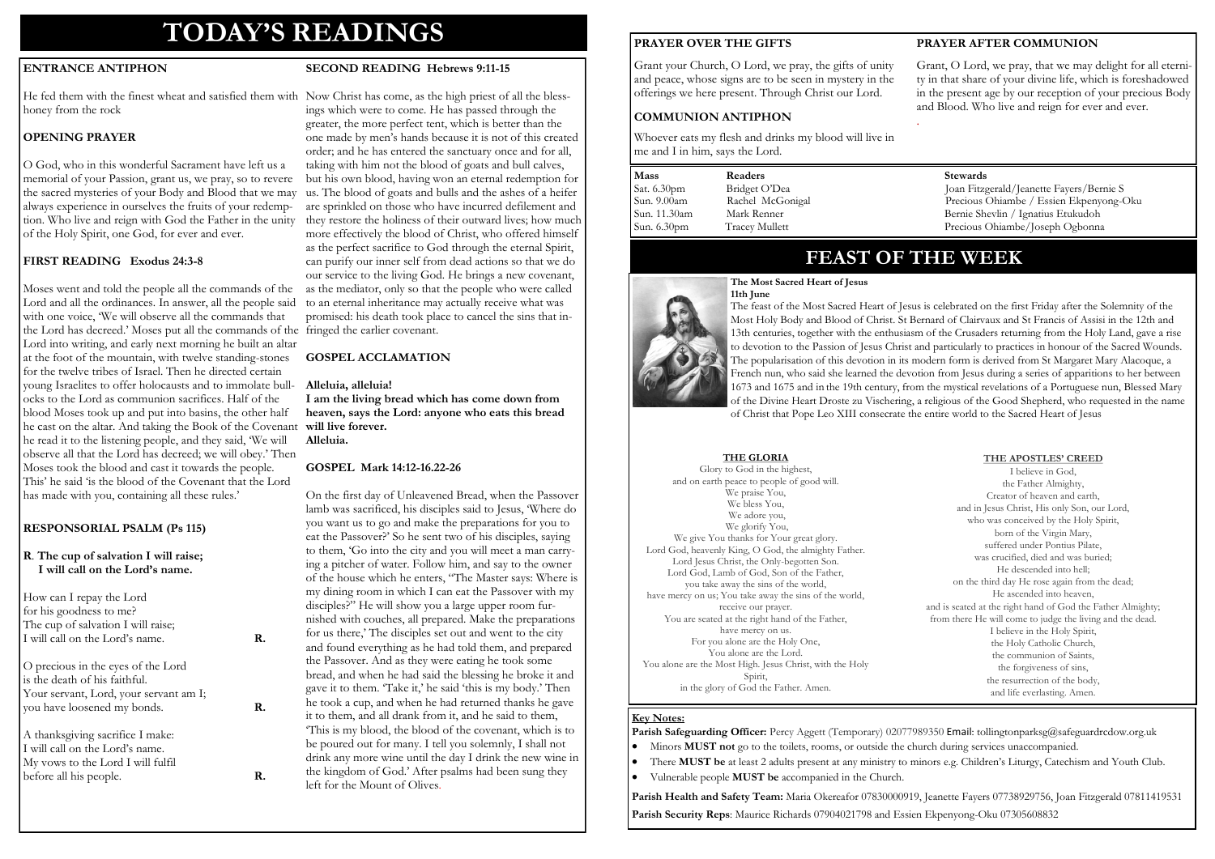# TODAY'S READINGS

## ENTRANCE ANTIPHON

He fed them with the finest wheat and satisfied them with honey from the rock

## OPENING PRAYER

O God, who in this wonderful Sacrament have left us a memorial of your Passion, grant us, we pray, so to revere the sacred mysteries of your Body and Blood that we may always experience in ourselves the fruits of your redemption. Who live and reign with God the Father in the unity of the Holy Spirit, one God, for ever and ever.

## FIRST READING Exodus 24:3-8

Moses went and told the people all the commands of the Lord and all the ordinances. In answer, all the people said with one voice, 'We will observe all the commands that the Lord has decreed.' Moses put all the commands of the Lord into writing, and early next morning he built an altar at the foot of the mountain, with twelve standing-stones for the twelve tribes of Israel. Then he directed certain young Israelites to offer holocausts and to immolate bullocks to the Lord as communion sacrifices. Half of the blood Moses took up and put into basins, the other half he cast on the altar. And taking the Book of the Covenant he read it to the listening people, and they said, 'We will observe all that the Lord has decreed; we will obey.' Then Moses took the blood and cast it towards the people. This' he said 'is the blood of the Covenant that the Lord has made with you, containing all these rules.'

## RESPONSORIAL PSALM (Ps 115)

**R**. **The cup of salvation I will raise; I will call on the Lord's name.**

How can I repay the Lord
for his goodness to me?
The cup of salvation I will raise;
I will call on the Lord's name. **R.**

O precious in the eyes of the Lord
is the death of his faithful.
Your servant, Lord, your servant am I;
you have loosened my bonds. **R.**

A thanksgiving sacrifice I make:
I will call on the Lord's name.
My vows to the Lord I will fulfil
before all his people. **R.**

## SECOND READING Hebrews 9:11-15

Now Christ has come, as the high priest of all the blessings which were to come. He has passed through the greater, the more perfect tent, which is better than the one made by men's hands because it is not of this created order; and he has entered the sanctuary once and for all, taking with him not the blood of goats and bull calves, but his own blood, having won an eternal redemption for us. The blood of goats and bulls and the ashes of a heifer are sprinkled on those who have incurred defilement and they restore the holiness of their outward lives; how much more effectively the blood of Christ, who offered himself as the perfect sacrifice to God through the eternal Spirit, can purify our inner self from dead actions so that we do our service to the living God. He brings a new covenant, as the mediator, only so that the people who were called to an eternal inheritance may actually receive what was promised: his death took place to cancel the sins that infringed the earlier covenant.

## GOSPEL ACCLAMATION

**Alleluia, alleluia!**
**I am the living bread which has come down from heaven, says the Lord: anyone who eats this bread will live forever.**
**Alleluia.**

## GOSPEL Mark 14:12-16.22-26

On the first day of Unleavened Bread, when the Passover lamb was sacrificed, his disciples said to Jesus, 'Where do you want us to go and make the preparations for you to eat the Passover?' So he sent two of his disciples, saying to them, 'Go into the city and you will meet a man carrying a pitcher of water. Follow him, and say to the owner of the house which he enters, "The Master says: Where is my dining room in which I can eat the Passover with my disciples?" He will show you a large upper room furnished with couches, all prepared. Make the preparations for us there,' The disciples set out and went to the city and found everything as he had told them, and prepared the Passover. And as they were eating he took some bread, and when he had said the blessing he broke it and gave it to them. 'Take it,' he said 'this is my body.' Then he took a cup, and when he had returned thanks he gave it to them, and all drank from it, and he said to them, 'This is my blood, the blood of the covenant, which is to be poured out for many. I tell you solemnly, I shall not drink any more wine until the day I drink the new wine in the kingdom of God.' After psalms had been sung they left for the Mount of Olives.

## PRAYER OVER THE GIFTS

Grant your Church, O Lord, we pray, the gifts of unity and peace, whose signs are to be seen in mystery in the offerings we here present. Through Christ our Lord.

## COMMUNION ANTIPHON

Whoever eats my flesh and drinks my blood will live in me and I in him, says the Lord.

## PRAYER AFTER COMMUNION

Grant, O Lord, we pray, that we may delight for all eternity in that share of your divine life, which is foreshadowed in the present age by our reception of your precious Body and Blood. Who live and reign for ever and ever.

| Mass | Readers | Stewards |
|---|---|---|
| Sat. 6.30pm | Bridget O'Dea | Joan Fitzgerald/Jeanette Fayers/Bernie S |
| Sun. 9.00am | Rachel McGonigal | Precious Ohiambe / Essien Ekpenyong-Oku |
| Sun. 11.30am | Mark Renner | Bernie Shevlin / Ignatius Etukudoh |
| Sun. 6.30pm | Tracey Mullett | Precious Ohiambe/Joseph Ogbonna |

# FEAST OF THE WEEK

**The Most Sacred Heart of Jesus**
**11th June**

The feast of the Most Sacred Heart of Jesus is celebrated on the first Friday after the Solemnity of the Most Holy Body and Blood of Christ. St Bernard of Clairvaux and St Francis of Assisi in the 12th and 13th centuries, together with the enthusiasm of the Crusaders returning from the Holy Land, gave a rise to devotion to the Passion of Jesus Christ and particularly to practices in honour of the Sacred Wounds. The popularisation of this devotion in its modern form is derived from St Margaret Mary Alacoque, a French nun, who said she learned the devotion from Jesus during a series of apparitions to her between 1673 and 1675 and in the 19th century, from the mystical revelations of a Portuguese nun, Blessed Mary of the Divine Heart Droste zu Vischering, a religious of the Good Shepherd, who requested in the name of Christ that Pope Leo XIII consecrate the entire world to the Sacred Heart of Jesus

### THE GLORIA

Glory to God in the highest,
and on earth peace to people of good will.
We praise You,
We bless You,
We adore you,
We glorify You,
We give You thanks for Your great glory.
Lord God, heavenly King, O God, the almighty Father.
Lord Jesus Christ, the Only-begotten Son.
Lord God, Lamb of God, Son of the Father,
you take away the sins of the world,
have mercy on us; You take away the sins of the world,
receive our prayer.
You are seated at the right hand of the Father,
have mercy on us.
For you alone are the Holy One,
You alone are the Lord.
You alone are the Most High. Jesus Christ, with the Holy Spirit,
in the glory of God the Father. Amen.

### THE APOSTLES' CREED

I believe in God,
the Father Almighty,
Creator of heaven and earth,
and in Jesus Christ, His only Son, our Lord,
who was conceived by the Holy Spirit,
born of the Virgin Mary,
suffered under Pontius Pilate,
was crucified, died and was buried;
He descended into hell;
on the third day He rose again from the dead;
He ascended into heaven,
and is seated at the right hand of God the Father Almighty;
from there He will come to judge the living and the dead.
I believe in the Holy Spirit,
the Holy Catholic Church,
the communion of Saints,
the forgiveness of sins,
the resurrection of the body,
and life everlasting. Amen.

**Key Notes:**

**Parish Safeguarding Officer:** Percy Aggett (Temporary) 02077989350 Email: tollingtonparksg@safeguardrcdow.org.uk

- Minors **MUST not** go to the toilets, rooms, or outside the church during services unaccompanied.
- There **MUST be** at least 2 adults present at any ministry to minors e.g. Children's Liturgy, Catechism and Youth Club.
- Vulnerable people **MUST be** accompanied in the Church.

**Parish Health and Safety Team:** Maria Okereafor 07830000919, Jeanette Fayers 07738929756, Joan Fitzgerald 07811419531

**Parish Security Reps**: Maurice Richards 07904021798 and Essien Ekpenyong-Oku 07305608832